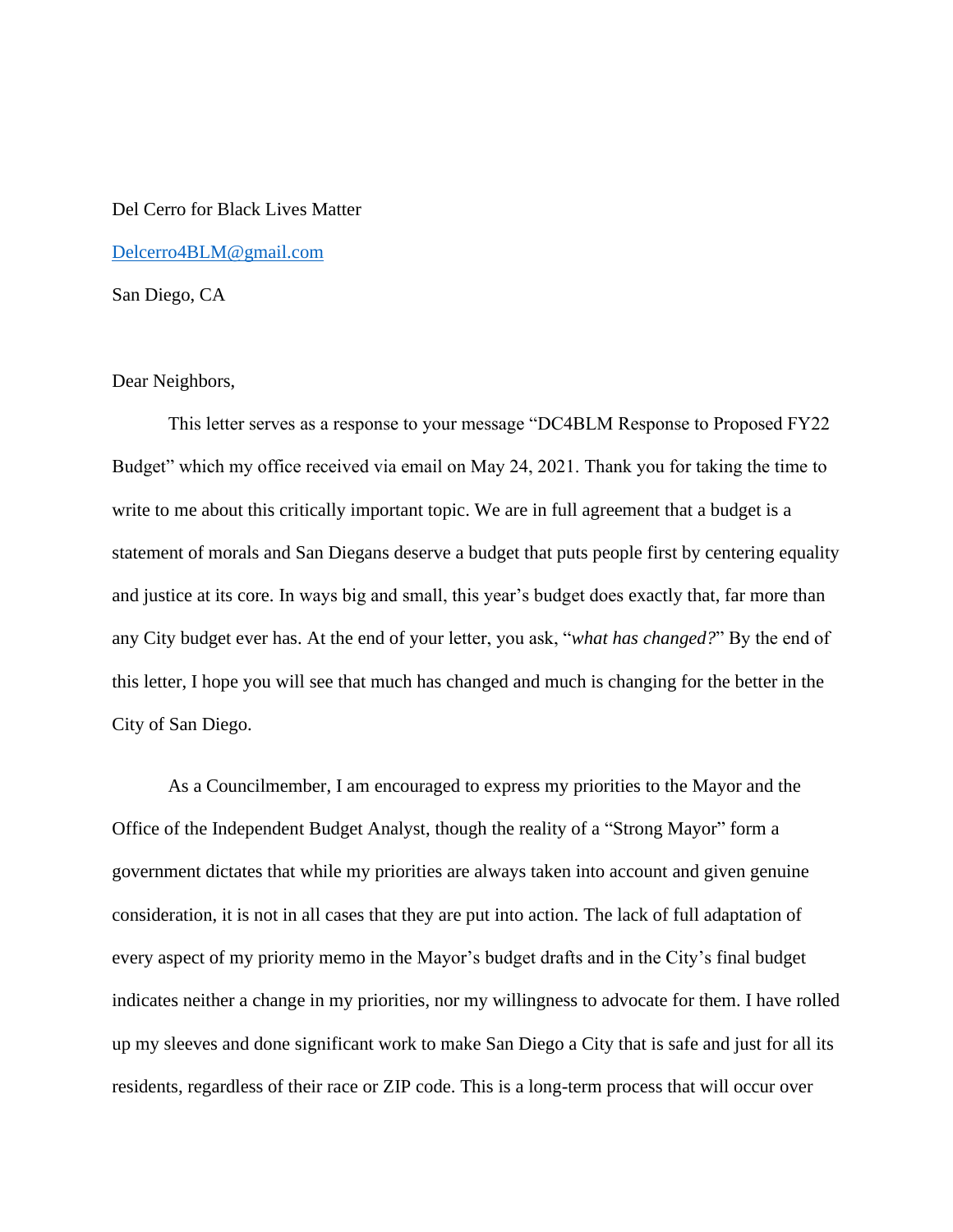Del Cerro for Black Lives Matter

Delcerro4BLM@gmail.com

San Diego, CA

Dear Neighbors,

This letter serves as a response to your message "DC4BLM Response to Proposed FY22 Budget" which my office received via email on May 24, 2021. Thank you for taking the time to write to me about this critically important topic. We are in full agreement that a budget is a statement of morals and San Diegans deserve a budget that puts people first by centering equality and justice at its core. In ways big and small, this year's budget does exactly that, far more than any City budget ever has. At the end of your letter, you ask, "*what has changed?*" By the end of this letter, I hope you will see that much has changed and much is changing for the better in the City of San Diego.

As a Councilmember, I am encouraged to express my priorities to the Mayor and the Office of the Independent Budget Analyst, though the reality of a "Strong Mayor" form a government dictates that while my priorities are always taken into account and given genuine consideration, it is not in all cases that they are put into action. The lack of full adaptation of every aspect of my priority memo in the Mayor's budget drafts and in the City's final budget indicates neither a change in my priorities, nor my willingness to advocate for them. I have rolled up my sleeves and done significant work to make San Diego a City that is safe and just for all its residents, regardless of their race or ZIP code. This is a long-term process that will occur over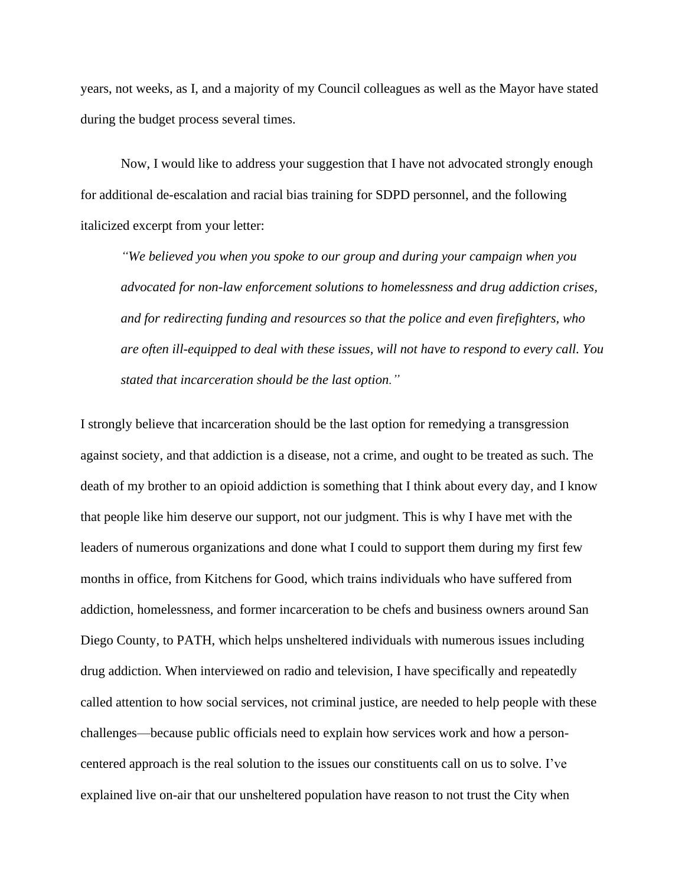years, not weeks, as I, and a majority of my Council colleagues as well as the Mayor have stated during the budget process several times.

Now, I would like to address your suggestion that I have not advocated strongly enough for additional de-escalation and racial bias training for SDPD personnel, and the following italicized excerpt from your letter:

> *"We believed you when you spoke to our group and during your campaign when you advocated for non-law enforcement solutions to homelessness and drug addiction crises, and for redirecting funding and resources so that the police and even firefighters, who are often ill-equipped to deal with these issues, will not have to respond to every call. You stated that incarceration should be the last option."*

I strongly believe that incarceration should be the last option for remedying a transgression against society, and that addiction is a disease, not a crime, and ought to be treated as such. The death of my brother to an opioid addiction is something that I think about every day, and I know that people like him deserve our support, not our judgment. This is why I have met with the leaders of numerous organizations and done what I could to support them during my first few months in office, from Kitchens for Good, which trains individuals who have suffered from addiction, homelessness, and former incarceration to be chefs and business owners around San Diego County, to PATH, which helps unsheltered individuals with numerous issues including drug addiction. When interviewed on radio and television, I have specifically and repeatedly called attention to how social services, not criminal justice, are needed to help people with these challenges—because public officials need to explain how services work and how a person-centered approach is the real solution to the issues our constituents call on us to solve. I've explained live on-air that our unsheltered population have reason to not trust the City when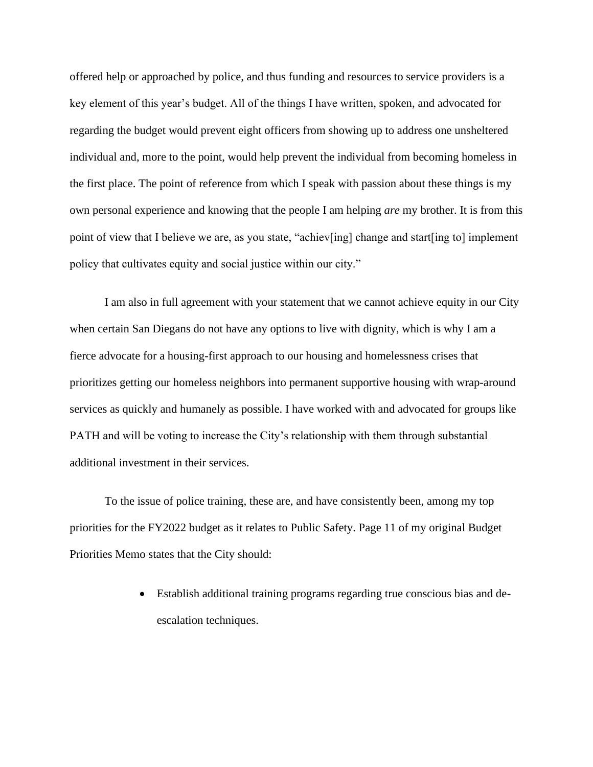offered help or approached by police, and thus funding and resources to service providers is a key element of this year's budget. All of the things I have written, spoken, and advocated for regarding the budget would prevent eight officers from showing up to address one unsheltered individual and, more to the point, would help prevent the individual from becoming homeless in the first place. The point of reference from which I speak with passion about these things is my own personal experience and knowing that the people I am helping *are* my brother. It is from this point of view that I believe we are, as you state, "achiev[ing] change and start[ing to] implement policy that cultivates equity and social justice within our city."

I am also in full agreement with your statement that we cannot achieve equity in our City when certain San Diegans do not have any options to live with dignity, which is why I am a fierce advocate for a housing-first approach to our housing and homelessness crises that prioritizes getting our homeless neighbors into permanent supportive housing with wrap-around services as quickly and humanely as possible. I have worked with and advocated for groups like PATH and will be voting to increase the City's relationship with them through substantial additional investment in their services.

To the issue of police training, these are, and have consistently been, among my top priorities for the FY2022 budget as it relates to Public Safety. Page 11 of my original Budget Priorities Memo states that the City should:

- Establish additional training programs regarding true conscious bias and de-escalation techniques.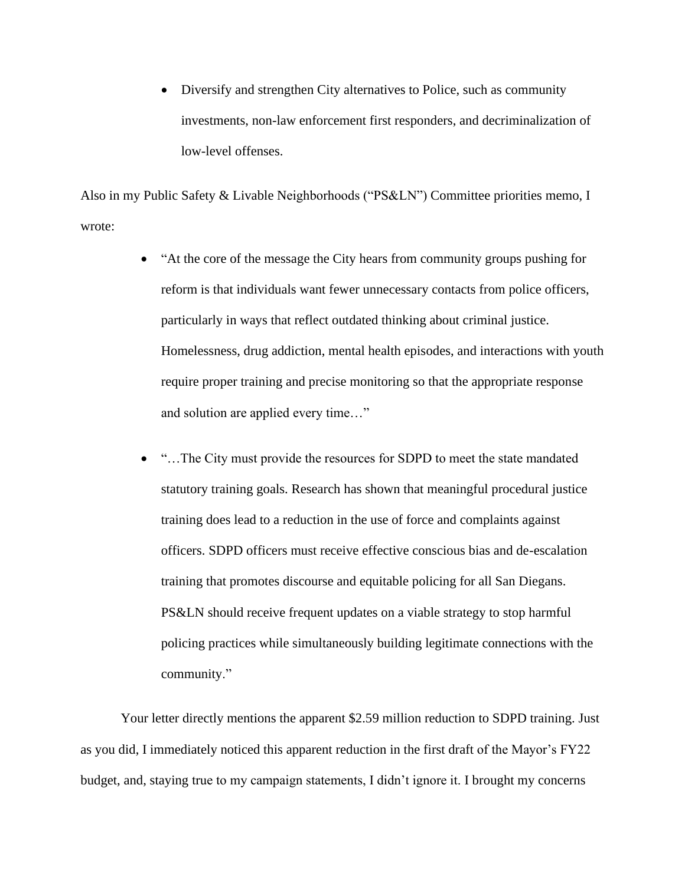- Diversify and strengthen City alternatives to Police, such as community investments, non-law enforcement first responders, and decriminalization of low-level offenses.

Also in my Public Safety & Livable Neighborhoods ("PS&LN") Committee priorities memo, I wrote:

- "At the core of the message the City hears from community groups pushing for reform is that individuals want fewer unnecessary contacts from police officers, particularly in ways that reflect outdated thinking about criminal justice. Homelessness, drug addiction, mental health episodes, and interactions with youth require proper training and precise monitoring so that the appropriate response and solution are applied every time…"

- "…The City must provide the resources for SDPD to meet the state mandated statutory training goals. Research has shown that meaningful procedural justice training does lead to a reduction in the use of force and complaints against officers. SDPD officers must receive effective conscious bias and de-escalation training that promotes discourse and equitable policing for all San Diegans. PS&LN should receive frequent updates on a viable strategy to stop harmful policing practices while simultaneously building legitimate connections with the community."

Your letter directly mentions the apparent $2.59 million reduction to SDPD training. Just as you did, I immediately noticed this apparent reduction in the first draft of the Mayor's FY22 budget, and, staying true to my campaign statements, I didn't ignore it. I brought my concerns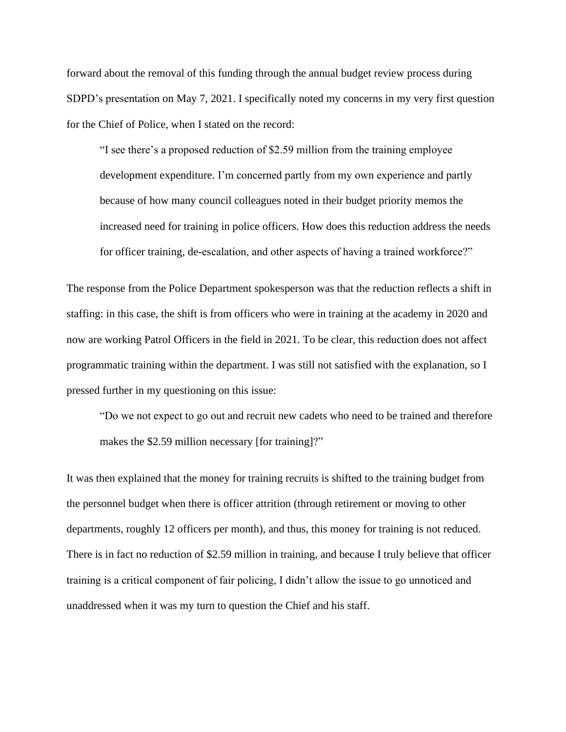forward about the removal of this funding through the annual budget review process during SDPD's presentation on May 7, 2021. I specifically noted my concerns in my very first question for the Chief of Police, when I stated on the record:

> "I see there's a proposed reduction of $2.59 million from the training employee development expenditure. I'm concerned partly from my own experience and partly because of how many council colleagues noted in their budget priority memos the increased need for training in police officers. How does this reduction address the needs for officer training, de-escalation, and other aspects of having a trained workforce?"

The response from the Police Department spokesperson was that the reduction reflects a shift in staffing: in this case, the shift is from officers who were in training at the academy in 2020 and now are working Patrol Officers in the field in 2021. To be clear, this reduction does not affect programmatic training within the department. I was still not satisfied with the explanation, so I pressed further in my questioning on this issue:

> "Do we not expect to go out and recruit new cadets who need to be trained and therefore makes the $2.59 million necessary [for training]?"

It was then explained that the money for training recruits is shifted to the training budget from the personnel budget when there is officer attrition (through retirement or moving to other departments, roughly 12 officers per month), and thus, this money for training is not reduced. There is in fact no reduction of $2.59 million in training, and because I truly believe that officer training is a critical component of fair policing, I didn't allow the issue to go unnoticed and unaddressed when it was my turn to question the Chief and his staff.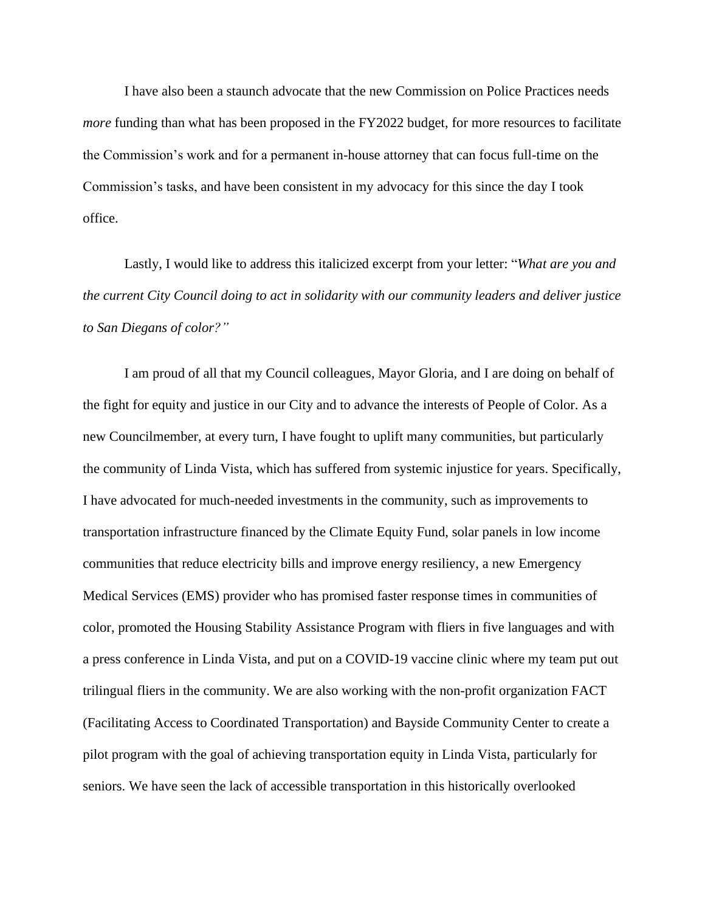I have also been a staunch advocate that the new Commission on Police Practices needs *more* funding than what has been proposed in the FY2022 budget, for more resources to facilitate the Commission's work and for a permanent in-house attorney that can focus full-time on the Commission's tasks, and have been consistent in my advocacy for this since the day I took office.

Lastly, I would like to address this italicized excerpt from your letter: "*What are you and the current City Council doing to act in solidarity with our community leaders and deliver justice to San Diegans of color?*"

I am proud of all that my Council colleagues, Mayor Gloria, and I are doing on behalf of the fight for equity and justice in our City and to advance the interests of People of Color. As a new Councilmember, at every turn, I have fought to uplift many communities, but particularly the community of Linda Vista, which has suffered from systemic injustice for years. Specifically, I have advocated for much-needed investments in the community, such as improvements to transportation infrastructure financed by the Climate Equity Fund, solar panels in low income communities that reduce electricity bills and improve energy resiliency, a new Emergency Medical Services (EMS) provider who has promised faster response times in communities of color, promoted the Housing Stability Assistance Program with fliers in five languages and with a press conference in Linda Vista, and put on a COVID-19 vaccine clinic where my team put out trilingual fliers in the community. We are also working with the non-profit organization FACT (Facilitating Access to Coordinated Transportation) and Bayside Community Center to create a pilot program with the goal of achieving transportation equity in Linda Vista, particularly for seniors. We have seen the lack of accessible transportation in this historically overlooked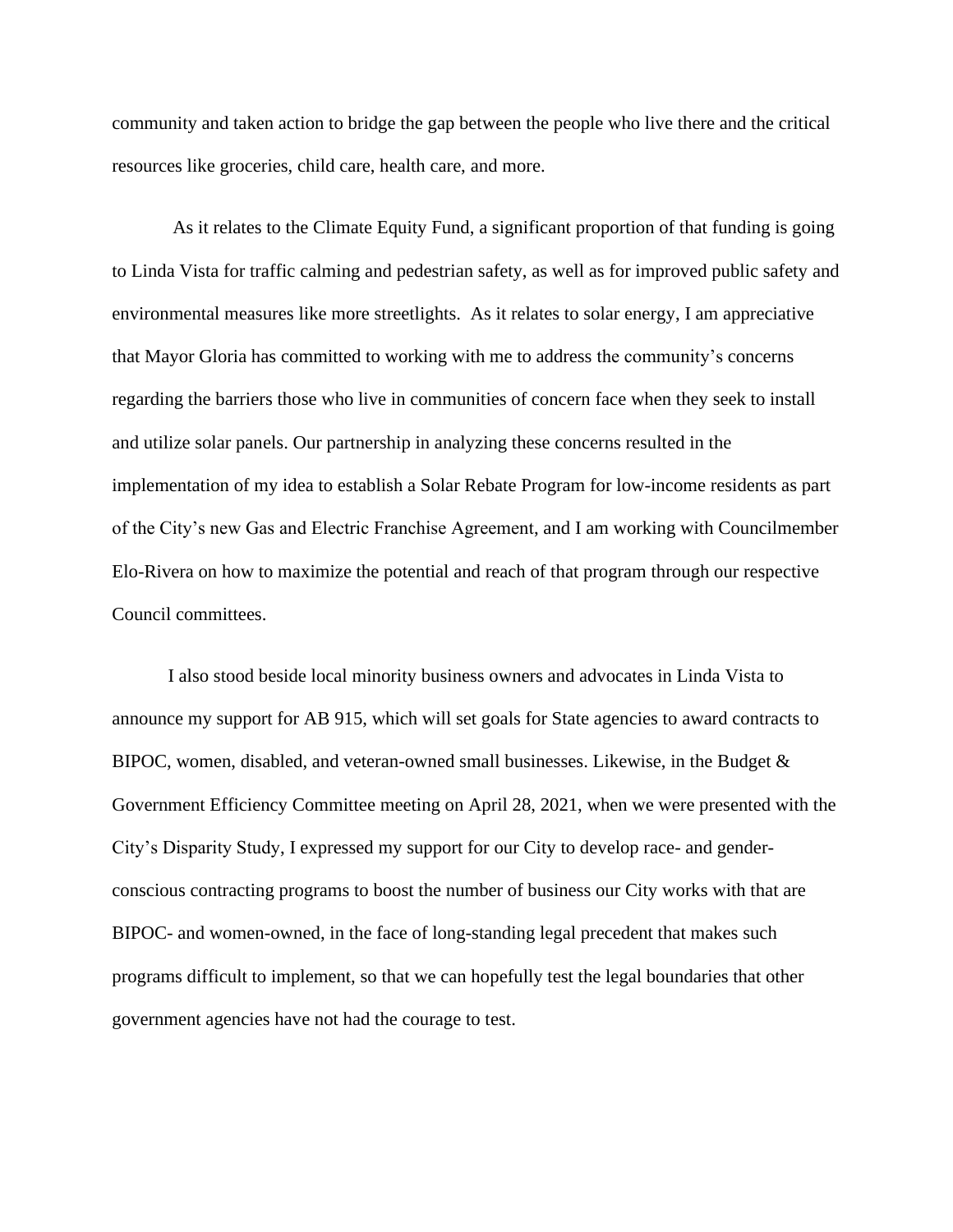community and taken action to bridge the gap between the people who live there and the critical resources like groceries, child care, health care, and more.

As it relates to the Climate Equity Fund, a significant proportion of that funding is going to Linda Vista for traffic calming and pedestrian safety, as well as for improved public safety and environmental measures like more streetlights. As it relates to solar energy, I am appreciative that Mayor Gloria has committed to working with me to address the community's concerns regarding the barriers those who live in communities of concern face when they seek to install and utilize solar panels. Our partnership in analyzing these concerns resulted in the implementation of my idea to establish a Solar Rebate Program for low-income residents as part of the City's new Gas and Electric Franchise Agreement, and I am working with Councilmember Elo-Rivera on how to maximize the potential and reach of that program through our respective Council committees.

I also stood beside local minority business owners and advocates in Linda Vista to announce my support for AB 915, which will set goals for State agencies to award contracts to BIPOC, women, disabled, and veteran-owned small businesses. Likewise, in the Budget & Government Efficiency Committee meeting on April 28, 2021, when we were presented with the City's Disparity Study, I expressed my support for our City to develop race- and gender-conscious contracting programs to boost the number of business our City works with that are BIPOC- and women-owned, in the face of long-standing legal precedent that makes such programs difficult to implement, so that we can hopefully test the legal boundaries that other government agencies have not had the courage to test.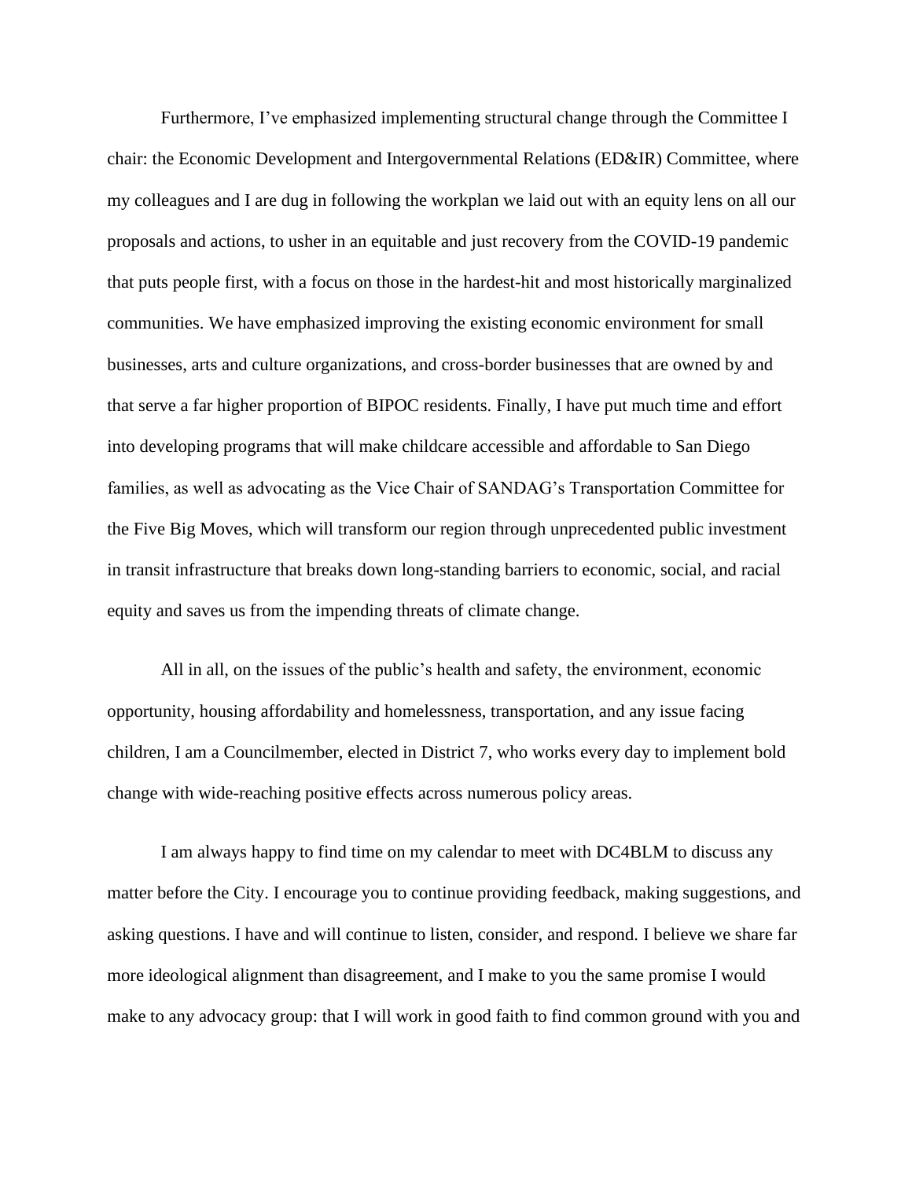Furthermore, I've emphasized implementing structural change through the Committee I chair: the Economic Development and Intergovernmental Relations (ED&IR) Committee, where my colleagues and I are dug in following the workplan we laid out with an equity lens on all our proposals and actions, to usher in an equitable and just recovery from the COVID-19 pandemic that puts people first, with a focus on those in the hardest-hit and most historically marginalized communities. We have emphasized improving the existing economic environment for small businesses, arts and culture organizations, and cross-border businesses that are owned by and that serve a far higher proportion of BIPOC residents. Finally, I have put much time and effort into developing programs that will make childcare accessible and affordable to San Diego families, as well as advocating as the Vice Chair of SANDAG's Transportation Committee for the Five Big Moves, which will transform our region through unprecedented public investment in transit infrastructure that breaks down long-standing barriers to economic, social, and racial equity and saves us from the impending threats of climate change.

All in all, on the issues of the public's health and safety, the environment, economic opportunity, housing affordability and homelessness, transportation, and any issue facing children, I am a Councilmember, elected in District 7, who works every day to implement bold change with wide-reaching positive effects across numerous policy areas.

I am always happy to find time on my calendar to meet with DC4BLM to discuss any matter before the City. I encourage you to continue providing feedback, making suggestions, and asking questions. I have and will continue to listen, consider, and respond. I believe we share far more ideological alignment than disagreement, and I make to you the same promise I would make to any advocacy group: that I will work in good faith to find common ground with you and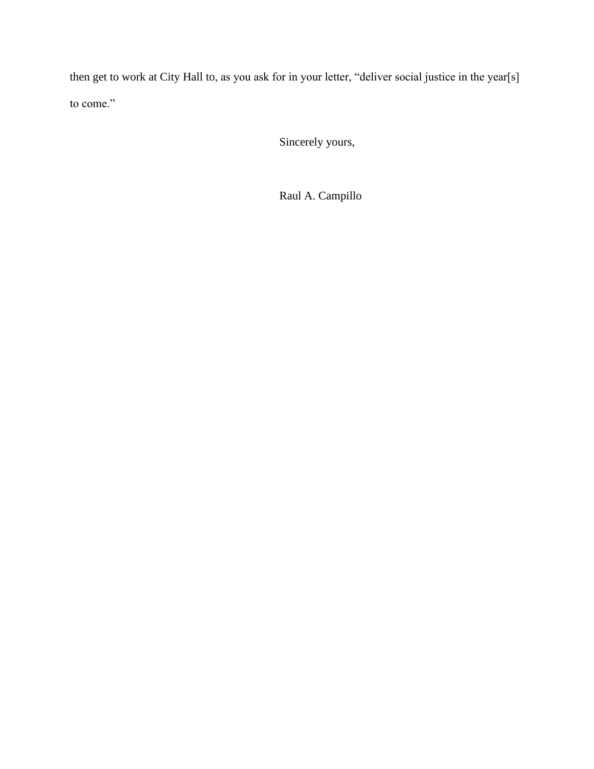then get to work at City Hall to, as you ask for in your letter, "deliver social justice in the year[s] to come."

Sincerely yours,

Raul A. Campillo